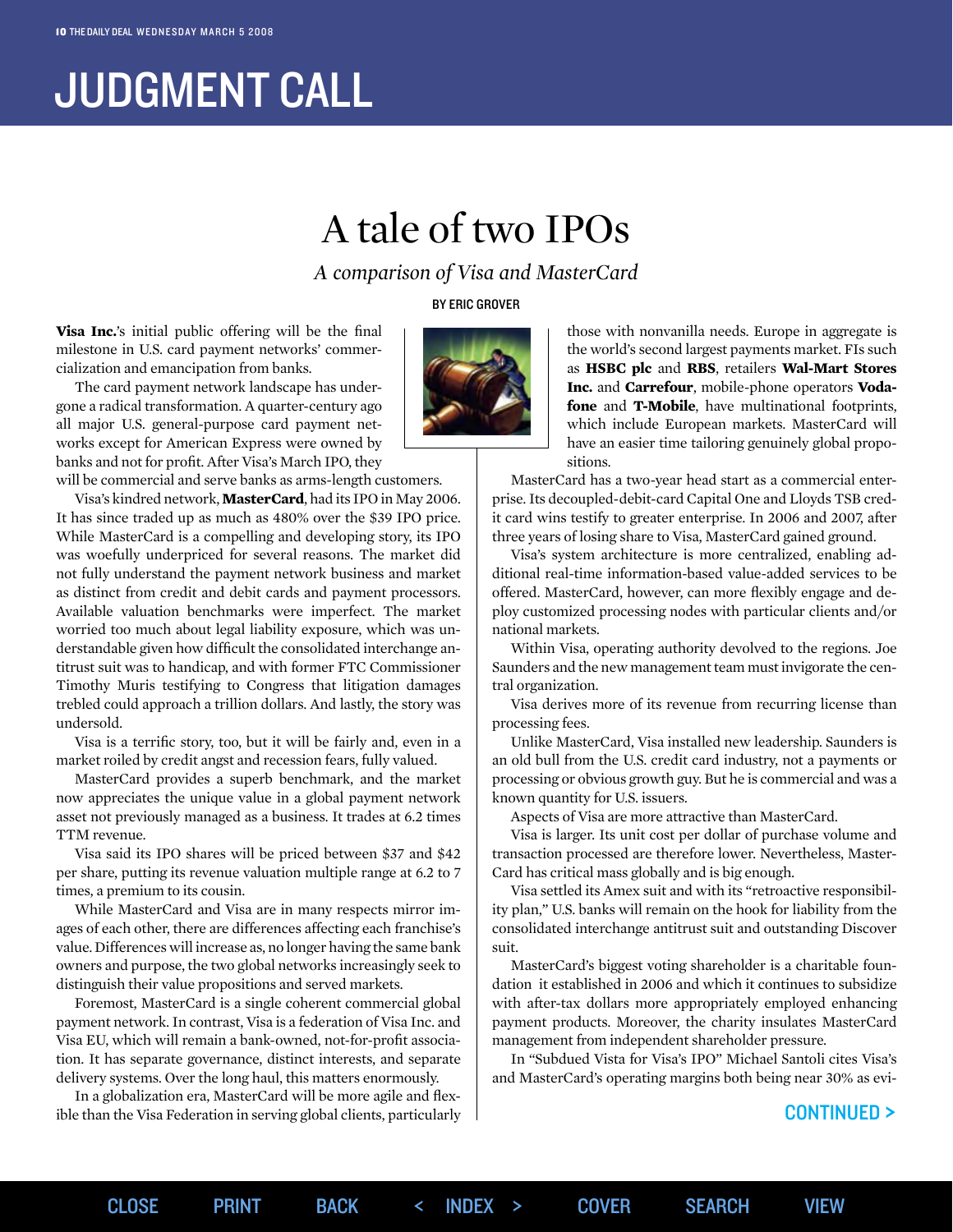# JUDGMENT CALL

## A tale of two IPOs

*A comparison of Visa and MasterCard*

BY ERIC GROVER

**Visa Inc.**'s initial public offering will be the final milestone in U.S. card payment networks' commercialization and emancipation from banks.

The card payment network landscape has undergone a radical transformation. A quarter-century ago all major U.S. general-purpose card payment networks except for American Express were owned by banks and not for profit. After Visa's March IPO, they will be commercial and serve banks as arms-length customers.

Visa's kindred network, **MasterCard**, had its IPO in May 2006. It has since traded up as much as 480% over the $39 IPO price. While MasterCard is a compelling and developing story, its IPO was woefully underpriced for several reasons. The market did not fully understand the payment network business and market as distinct from credit and debit cards and payment processors. Available valuation benchmarks were imperfect. The market worried too much about legal liability exposure, which was understandable given how difficult the consolidated interchange antitrust suit was to handicap, and with former FTC Commissioner Timothy Muris testifying to Congress that litigation damages trebled could approach a trillion dollars. And lastly, the story was undersold.

Visa is a terrific story, too, but it will be fairly and, even in a market roiled by credit angst and recession fears, fully valued.

MasterCard provides a superb benchmark, and the market now appreciates the unique value in a global payment network asset not previously managed as a business. It trades at 6.2 times TTM revenue.

Visa said its IPO shares will be priced between $37 and $42 per share, putting its revenue valuation multiple range at 6.2 to 7 times, a premium to its cousin.

While MasterCard and Visa are in many respects mirror images of each other, there are differences affecting each franchise's value. Differences will increase as, no longer having the same bank owners and purpose, the two global networks increasingly seek to distinguish their value propositions and served markets.

Foremost, MasterCard is a single coherent commercial global payment network. In contrast, Visa is a federation of Visa Inc. and Visa EU, which will remain a bank-owned, not-for-profit association. It has separate governance, distinct interests, and separate delivery systems. Over the long haul, this matters enormously.

In a globalization era, MasterCard will be more agile and flexible than the Visa Federation in serving global clients, particularly those with nonvanilla needs. Europe in aggregate is the world's second largest payments market. FIs such as **HSBC plc** and **RBS**, retailers **Wal-Mart Stores Inc.** and **Carrefour**, mobile-phone operators **Vodafone** and **T-Mobile**, have multinational footprints, which include European markets. MasterCard will have an easier time tailoring genuinely global propositions.

MasterCard has a two-year head start as a commercial enterprise. Its decoupled-debit-card Capital One and Lloyds TSB credit card wins testify to greater enterprise. In 2006 and 2007, after three years of losing share to Visa, MasterCard gained ground.

Visa's system architecture is more centralized, enabling additional real-time information-based value-added services to be offered. MasterCard, however, can more flexibly engage and deploy customized processing nodes with particular clients and/or national markets.

Within Visa, operating authority devolved to the regions. Joe Saunders and the new management team must invigorate the central organization.

Visa derives more of its revenue from recurring license than processing fees.

Unlike MasterCard, Visa installed new leadership. Saunders is an old bull from the U.S. credit card industry, not a payments or processing or obvious growth guy. But he is commercial and was a known quantity for U.S. issuers.

Aspects of Visa are more attractive than MasterCard.

Visa is larger. Its unit cost per dollar of purchase volume and transaction processed are therefore lower. Nevertheless, MasterCard has critical mass globally and is big enough.

Visa settled its Amex suit and with its "retroactive responsibility plan," U.S. banks will remain on the hook for liability from the consolidated interchange antitrust suit and outstanding Discover suit.

MasterCard's biggest voting shareholder is a charitable foundation it established in 2006 and which it continues to subsidize with after-tax dollars more appropriately employed enhancing payment products. Moreover, the charity insulates MasterCard management from independent shareholder pressure.

In "Subdued Vista for Visa's IPO" Michael Santoli cites Visa's and MasterCard's operating margins both being near 30% as evi-

CONTINUED >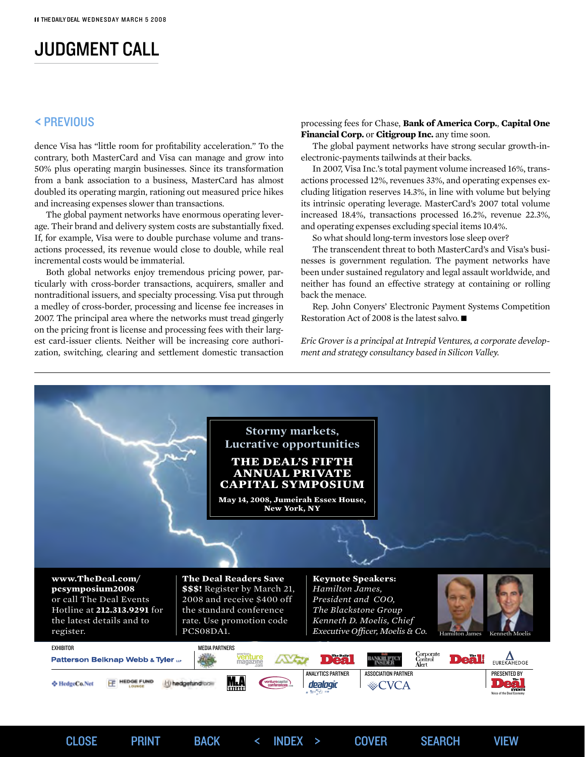# JUDGMENT CALL

< PREVIOUS

dence Visa has "little room for profitability acceleration." To the contrary, both MasterCard and Visa can manage and grow into 50% plus operating margin businesses. Since its transformation from a bank association to a business, MasterCard has almost doubled its operating margin, rationing out measured price hikes and increasing expenses slower than transactions.

The global payment networks have enormous operating leverage. Their brand and delivery system costs are substantially fixed. If, for example, Visa were to double purchase volume and transactions processed, its revenue would close to double, while real incremental costs would be immaterial.

Both global networks enjoy tremendous pricing power, particularly with cross-border transactions, acquirers, smaller and nontraditional issuers, and specialty processing. Visa put through a medley of cross-border, processing and license fee increases in 2007. The principal area where the networks must tread gingerly on the pricing front is license and processing fees with their largest card-issuer clients. Neither will be increasing core authorization, switching, clearing and settlement domestic transaction processing fees for Chase, **Bank of America Corp.**, **Capital One Financial Corp.** or **Citigroup Inc.** any time soon.

The global payment networks have strong secular growth-in-electronic-payments tailwinds at their backs.

In 2007, Visa Inc.'s total payment volume increased 16%, transactions processed 12%, revenues 33%, and operating expenses excluding litigation reserves 14.3%, in line with volume but belying its intrinsic operating leverage. MasterCard's 2007 total volume increased 18.4%, transactions processed 16.2%, revenue 22.3%, and operating expenses excluding special items 10.4%.

So what should long-term investors lose sleep over?

The transcendent threat to both MasterCard's and Visa's businesses is government regulation. The payment networks have been under sustained regulatory and legal assault worldwide, and neither has found an effective strategy at containing or rolling back the menace.

Rep. John Conyers' Electronic Payment Systems Competition Restoration Act of 2008 is the latest salvo. ■

*Eric Grover is a principal at Intrepid Ventures, a corporate development and strategy consultancy based in Silicon Valley.*

---

**Stormy markets, Lucrative opportunities**

**THE DEAL'S FIFTH ANNUAL PRIVATE CAPITAL SYMPOSIUM**

**May 14, 2008, Jumeirah Essex House, New York, NY**

**www.TheDeal.com/pcsymposium2008** or call The Deal Events Hotline at **212.313.9291** for the latest details and to register.

**The Deal Readers Save $$$!** Register by March 21, 2008 and receive $400 off the standard conference rate. Use promotion code PCS08DA1.

**Keynote Speakers:**
*Hamilton James, President and COO, The Blackstone Group*
*Kenneth D. Moelis, Chief Executive Officer, Moelis & Co.*

Hamilton James Kenneth Moelis

EXHIBITOR: Patterson Belknap Webb & Tyler LLP

MEDIA PARTNERS: Venture Magazine, The Daily Deal, Bankruptcy Insider, Corporate Control Alert, The Deal, EurekaHedge, HedgeCo.Net, Hedge Fund Lounge, hedgefundtoday, M&A Chicago, venturecapital conferences

ANALYTICS PARTNER: dealogic

ASSOCIATION PARTNER: CVCA

PRESENTED BY: The Deal Events